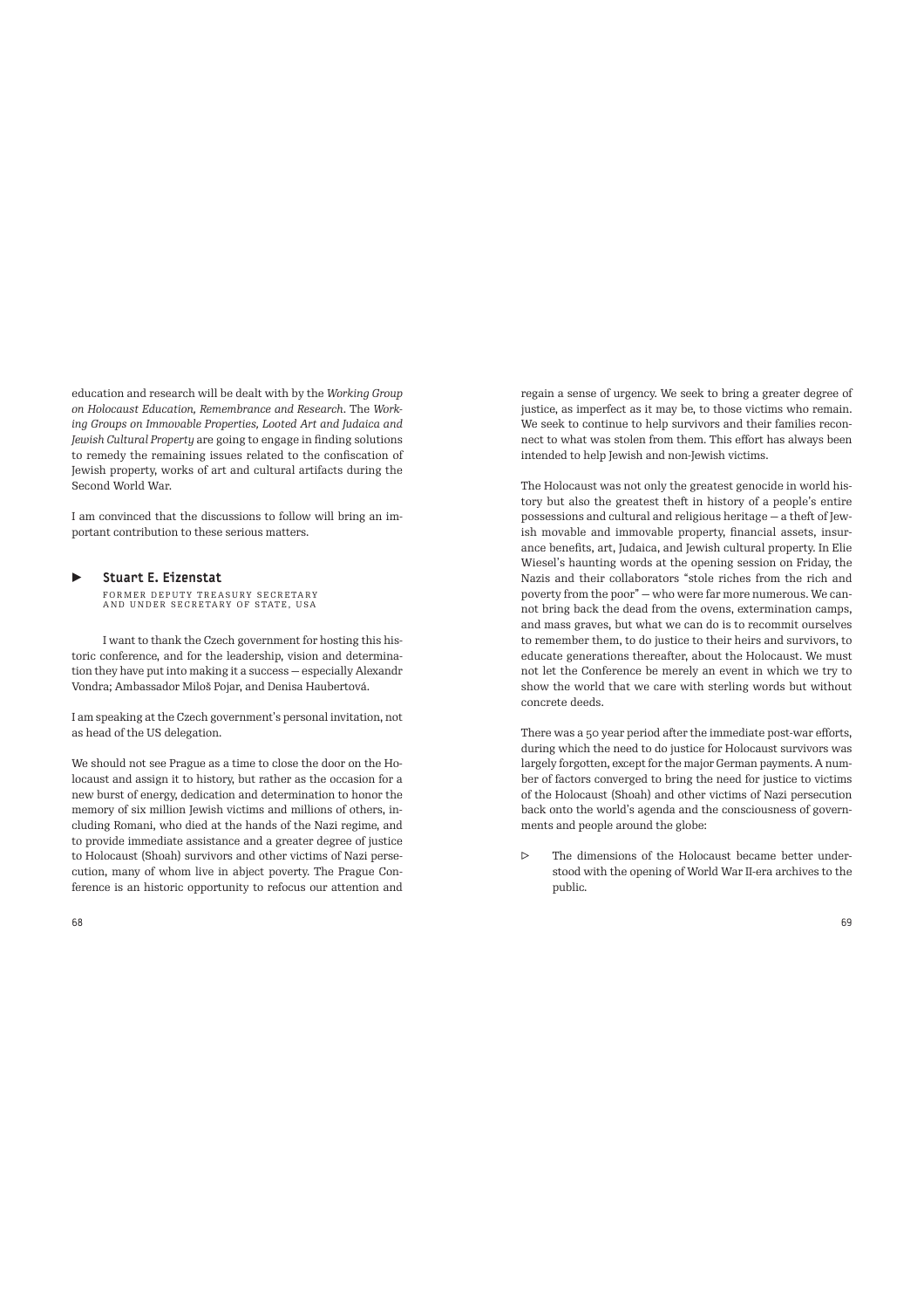education and research will be dealt with by the *Working Group on Holocaust Education, Remembrance and Research*. The *Working Groups on Immovable Properties, Looted Art and Judaica and Jewish Cultural Property* are going to engage in finding solutions to remedy the remaining issues related to the confiscation of Jewish property, works of art and cultural artifacts during the Second World War.

I am convinced that the discussions to follow will bring an important contribution to these serious matters.

## Stuart E. Eizenstat

FORMER DEPUTY TREASURY SECRETARY AND UNDER SECRETARY OF STATE, USA

I want to thank the Czech government for hosting this historic conference, and for the leadership, vision and determination they have put into making it a success — especially Alexandr Vondra; Ambassador Miloš Pojar, and Denisa Haubertová.

I am speaking at the Czech government's personal invitation, not as head of the US delegation.

We should not see Prague as a time to close the door on the Holocaust and assign it to history, but rather as the occasion for a new burst of energy, dedication and determination to honor the memory of six million Jewish victims and millions of others, including Romani, who died at the hands of the Nazi regime, and to provide immediate assistance and a greater degree of justice to Holocaust (Shoah) survivors and other victims of Nazi persecution, many of whom live in abject poverty. The Prague Conference is an historic opportunity to refocus our attention and regain a sense of urgency. We seek to bring a greater degree of justice, as imperfect as it may be, to those victims who remain. We seek to continue to help survivors and their families reconnect to what was stolen from them. This effort has always been intended to help Jewish and non-Jewish victims.

The Holocaust was not only the greatest genocide in world history but also the greatest theft in history of a people's entire possessions and cultural and religious heritage — a theft of Jewish movable and immovable property, financial assets, insurance benefits, art, Judaica, and Jewish cultural property. In Elie Wiesel's haunting words at the opening session on Friday, the Nazis and their collaborators "stole riches from the rich and poverty from the poor" — who were far more numerous. We cannot bring back the dead from the ovens, extermination camps, and mass graves, but what we can do is to recommit ourselves to remember them, to do justice to their heirs and survivors, to educate generations thereafter, about the Holocaust. We must not let the Conference be merely an event in which we try to show the world that we care with sterling words but without concrete deeds.

There was a 50 year period after the immediate post-war efforts, during which the need to do justice for Holocaust survivors was largely forgotten, except for the major German payments. A number of factors converged to bring the need for justice to victims of the Holocaust (Shoah) and other victims of Nazi persecution back onto the world's agenda and the consciousness of governments and people around the globe:

- The dimensions of the Holocaust became better understood with the opening of World War II-era archives to the public.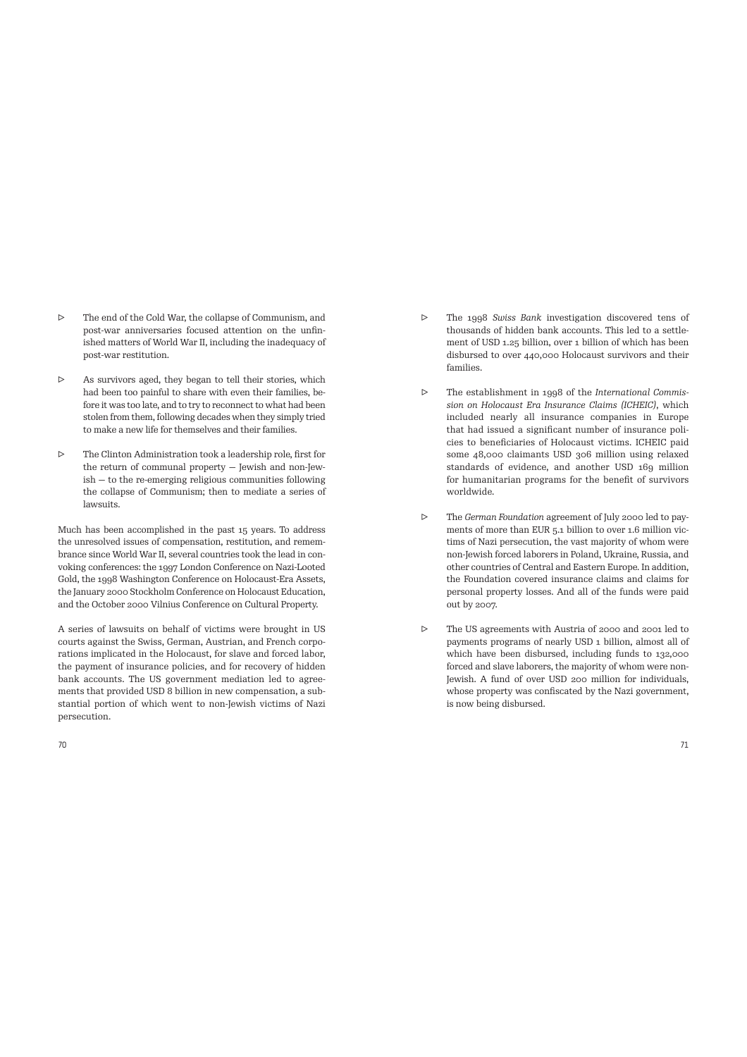- The end of the Cold War, the collapse of Communism, and post-war anniversaries focused attention on the unfinished matters of World War II, including the inadequacy of post-war restitution.

- As survivors aged, they began to tell their stories, which had been too painful to share with even their families, before it was too late, and to try to reconnect to what had been stolen from them, following decades when they simply tried to make a new life for themselves and their families.

- The Clinton Administration took a leadership role, first for the return of communal property — Jewish and non-Jewish — to the re-emerging religious communities following the collapse of Communism; then to mediate a series of lawsuits.

Much has been accomplished in the past 15 years. To address the unresolved issues of compensation, restitution, and remembrance since World War II, several countries took the lead in convoking conferences: the 1997 London Conference on Nazi-Looted Gold, the 1998 Washington Conference on Holocaust-Era Assets, the January 2000 Stockholm Conference on Holocaust Education, and the October 2000 Vilnius Conference on Cultural Property.

A series of lawsuits on behalf of victims were brought in US courts against the Swiss, German, Austrian, and French corporations implicated in the Holocaust, for slave and forced labor, the payment of insurance policies, and for recovery of hidden bank accounts. The US government mediation led to agreements that provided USD 8 billion in new compensation, a substantial portion of which went to non-Jewish victims of Nazi persecution.

- The 1998 *Swiss Bank* investigation discovered tens of thousands of hidden bank accounts. This led to a settlement of USD 1.25 billion, over 1 billion of which has been disbursed to over 440,000 Holocaust survivors and their families.

- The establishment in 1998 of the *International Commission on Holocaust Era Insurance Claims (ICHEIC)*, which included nearly all insurance companies in Europe that had issued a significant number of insurance policies to beneficiaries of Holocaust victims. ICHEIC paid some 48,000 claimants USD 306 million using relaxed standards of evidence, and another USD 169 million for humanitarian programs for the benefit of survivors worldwide.

- The *German Foundation* agreement of July 2000 led to payments of more than EUR 5.1 billion to over 1.6 million victims of Nazi persecution, the vast majority of whom were non-Jewish forced laborers in Poland, Ukraine, Russia, and other countries of Central and Eastern Europe. In addition, the Foundation covered insurance claims and claims for personal property losses. And all of the funds were paid out by 2007.

- The US agreements with Austria of 2000 and 2001 led to payments programs of nearly USD 1 billion, almost all of which have been disbursed, including funds to 132,000 forced and slave laborers, the majority of whom were non-Jewish. A fund of over USD 200 million for individuals, whose property was confiscated by the Nazi government, is now being disbursed.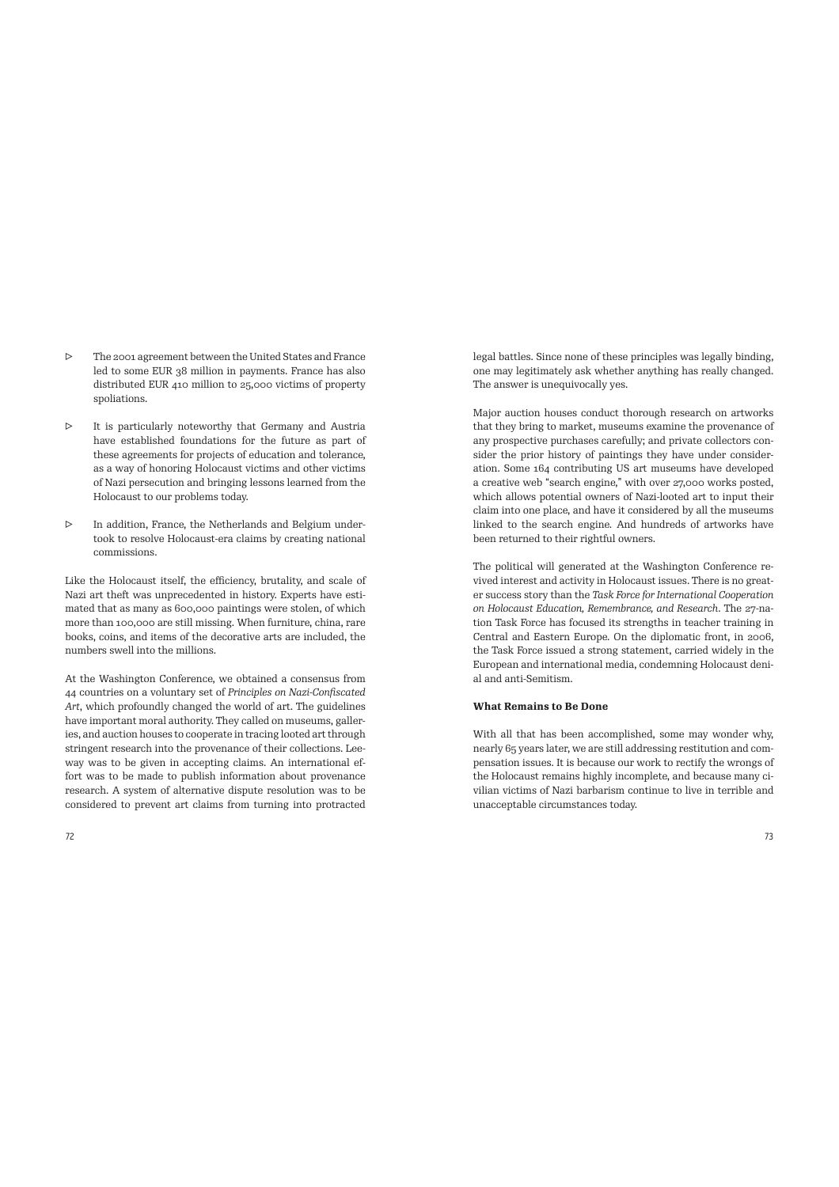- The 2001 agreement between the United States and France led to some EUR 38 million in payments. France has also distributed EUR 410 million to 25,000 victims of property spoliations.

- It is particularly noteworthy that Germany and Austria have established foundations for the future as part of these agreements for projects of education and tolerance, as a way of honoring Holocaust victims and other victims of Nazi persecution and bringing lessons learned from the Holocaust to our problems today.

- In addition, France, the Netherlands and Belgium undertook to resolve Holocaust-era claims by creating national commissions.

Like the Holocaust itself, the efficiency, brutality, and scale of Nazi art theft was unprecedented in history. Experts have estimated that as many as 600,000 paintings were stolen, of which more than 100,000 are still missing. When furniture, china, rare books, coins, and items of the decorative arts are included, the numbers swell into the millions.

At the Washington Conference, we obtained a consensus from 44 countries on a voluntary set of *Principles on Nazi-Confiscated Art*, which profoundly changed the world of art. The guidelines have important moral authority. They called on museums, galleries, and auction houses to cooperate in tracing looted art through stringent research into the provenance of their collections. Leeway was to be given in accepting claims. An international effort was to be made to publish information about provenance research. A system of alternative dispute resolution was to be considered to prevent art claims from turning into protracted legal battles. Since none of these principles was legally binding, one may legitimately ask whether anything has really changed. The answer is unequivocally yes.

Major auction houses conduct thorough research on artworks that they bring to market, museums examine the provenance of any prospective purchases carefully; and private collectors consider the prior history of paintings they have under consideration. Some 164 contributing US art museums have developed a creative web "search engine," with over 27,000 works posted, which allows potential owners of Nazi-looted art to input their claim into one place, and have it considered by all the museums linked to the search engine. And hundreds of artworks have been returned to their rightful owners.

The political will generated at the Washington Conference revived interest and activity in Holocaust issues. There is no greater success story than the *Task Force for International Cooperation on Holocaust Education, Remembrance, and Research*. The 27-nation Task Force has focused its strengths in teacher training in Central and Eastern Europe. On the diplomatic front, in 2006, the Task Force issued a strong statement, carried widely in the European and international media, condemning Holocaust denial and anti-Semitism.

### What Remains to Be Done

With all that has been accomplished, some may wonder why, nearly 65 years later, we are still addressing restitution and compensation issues. It is because our work to rectify the wrongs of the Holocaust remains highly incomplete, and because many civilian victims of Nazi barbarism continue to live in terrible and unacceptable circumstances today.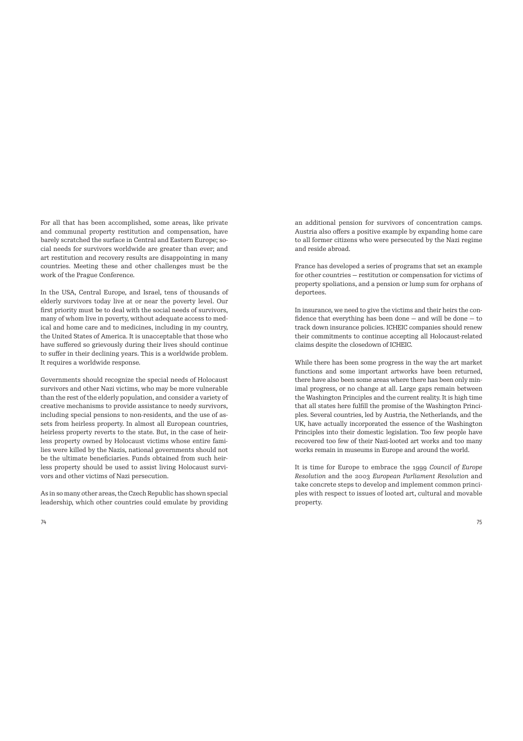For all that has been accomplished, some areas, like private and communal property restitution and compensation, have barely scratched the surface in Central and Eastern Europe; social needs for survivors worldwide are greater than ever; and art restitution and recovery results are disappointing in many countries. Meeting these and other challenges must be the work of the Prague Conference.

In the USA, Central Europe, and Israel, tens of thousands of elderly survivors today live at or near the poverty level. Our first priority must be to deal with the social needs of survivors, many of whom live in poverty, without adequate access to medical and home care and to medicines, including in my country, the United States of America. It is unacceptable that those who have suffered so grievously during their lives should continue to suffer in their declining years. This is a worldwide problem. It requires a worldwide response.

Governments should recognize the special needs of Holocaust survivors and other Nazi victims, who may be more vulnerable than the rest of the elderly population, and consider a variety of creative mechanisms to provide assistance to needy survivors, including special pensions to non-residents, and the use of assets from heirless property. In almost all European countries, heirless property reverts to the state. But, in the case of heirless property owned by Holocaust victims whose entire families were killed by the Nazis, national governments should not be the ultimate beneficiaries. Funds obtained from such heirless property should be used to assist living Holocaust survivors and other victims of Nazi persecution.

As in so many other areas, the Czech Republic has shown special leadership, which other countries could emulate by providing an additional pension for survivors of concentration camps. Austria also offers a positive example by expanding home care to all former citizens who were persecuted by the Nazi regime and reside abroad.

France has developed a series of programs that set an example for other countries — restitution or compensation for victims of property spoliations, and a pension or lump sum for orphans of deportees.

In insurance, we need to give the victims and their heirs the confidence that everything has been done — and will be done — to track down insurance policies. ICHEIC companies should renew their commitments to continue accepting all Holocaust-related claims despite the closedown of ICHEIC.

While there has been some progress in the way the art market functions and some important artworks have been returned, there have also been some areas where there has been only minimal progress, or no change at all. Large gaps remain between the Washington Principles and the current reality. It is high time that all states here fulfill the promise of the Washington Principles. Several countries, led by Austria, the Netherlands, and the UK, have actually incorporated the essence of the Washington Principles into their domestic legislation. Too few people have recovered too few of their Nazi-looted art works and too many works remain in museums in Europe and around the world.

It is time for Europe to embrace the 1999 *Council of Europe Resolution* and the 2003 *European Parliament Resolution* and take concrete steps to develop and implement common principles with respect to issues of looted art, cultural and movable property.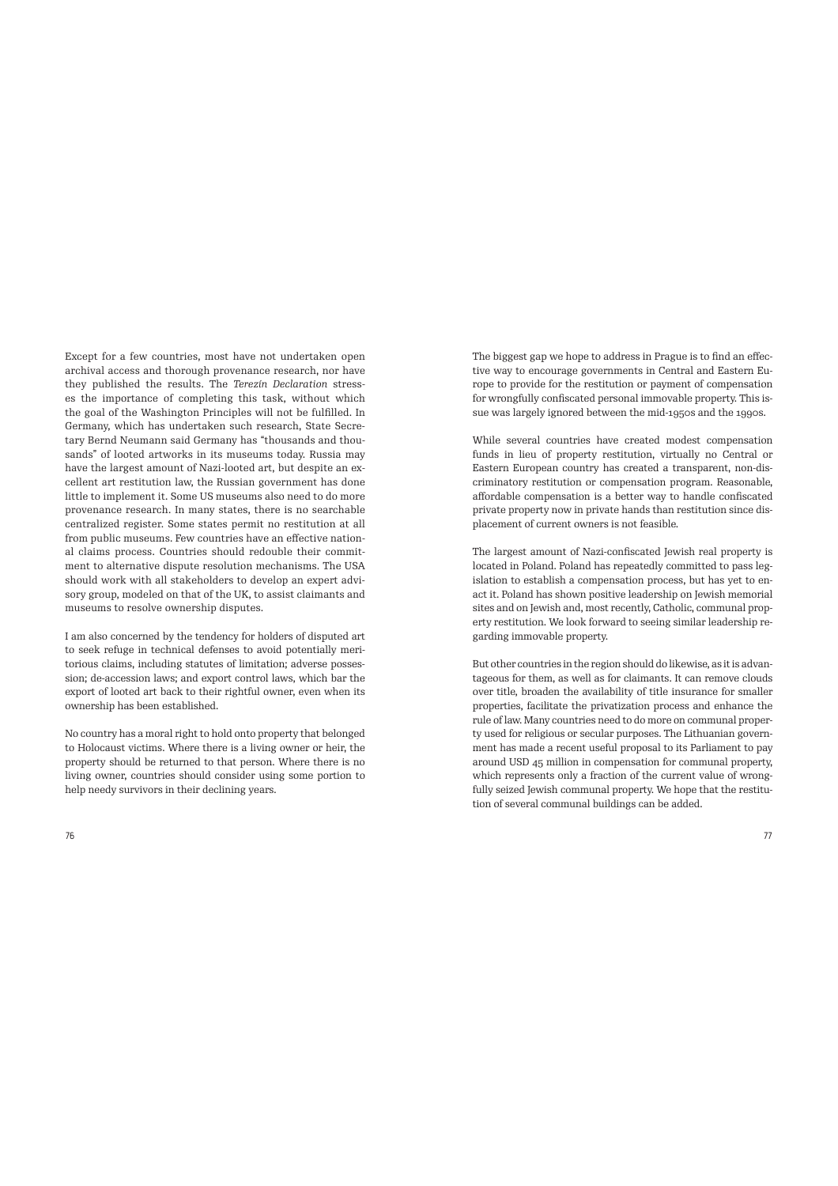Except for a few countries, most have not undertaken open archival access and thorough provenance research, nor have they published the results. The *Terezín Declaration* stresses the importance of completing this task, without which the goal of the Washington Principles will not be fulfilled. In Germany, which has undertaken such research, State Secretary Bernd Neumann said Germany has "thousands and thousands" of looted artworks in its museums today. Russia may have the largest amount of Nazi-looted art, but despite an excellent art restitution law, the Russian government has done little to implement it. Some US museums also need to do more provenance research. In many states, there is no searchable centralized register. Some states permit no restitution at all from public museums. Few countries have an effective national claims process. Countries should redouble their commitment to alternative dispute resolution mechanisms. The USA should work with all stakeholders to develop an expert advisory group, modeled on that of the UK, to assist claimants and museums to resolve ownership disputes.

I am also concerned by the tendency for holders of disputed art to seek refuge in technical defenses to avoid potentially meritorious claims, including statutes of limitation; adverse possession; de-accession laws; and export control laws, which bar the export of looted art back to their rightful owner, even when its ownership has been established.

No country has a moral right to hold onto property that belonged to Holocaust victims. Where there is a living owner or heir, the property should be returned to that person. Where there is no living owner, countries should consider using some portion to help needy survivors in their declining years.

The biggest gap we hope to address in Prague is to find an effective way to encourage governments in Central and Eastern Europe to provide for the restitution or payment of compensation for wrongfully confiscated personal immovable property. This issue was largely ignored between the mid-1950s and the 1990s.

While several countries have created modest compensation funds in lieu of property restitution, virtually no Central or Eastern European country has created a transparent, non-discriminatory restitution or compensation program. Reasonable, affordable compensation is a better way to handle confiscated private property now in private hands than restitution since displacement of current owners is not feasible.

The largest amount of Nazi-confiscated Jewish real property is located in Poland. Poland has repeatedly committed to pass legislation to establish a compensation process, but has yet to enact it. Poland has shown positive leadership on Jewish memorial sites and on Jewish and, most recently, Catholic, communal property restitution. We look forward to seeing similar leadership regarding immovable property.

But other countries in the region should do likewise, as it is advantageous for them, as well as for claimants. It can remove clouds over title, broaden the availability of title insurance for smaller properties, facilitate the privatization process and enhance the rule of law. Many countries need to do more on communal property used for religious or secular purposes. The Lithuanian government has made a recent useful proposal to its Parliament to pay around USD 45 million in compensation for communal property, which represents only a fraction of the current value of wrongfully seized Jewish communal property. We hope that the restitution of several communal buildings can be added.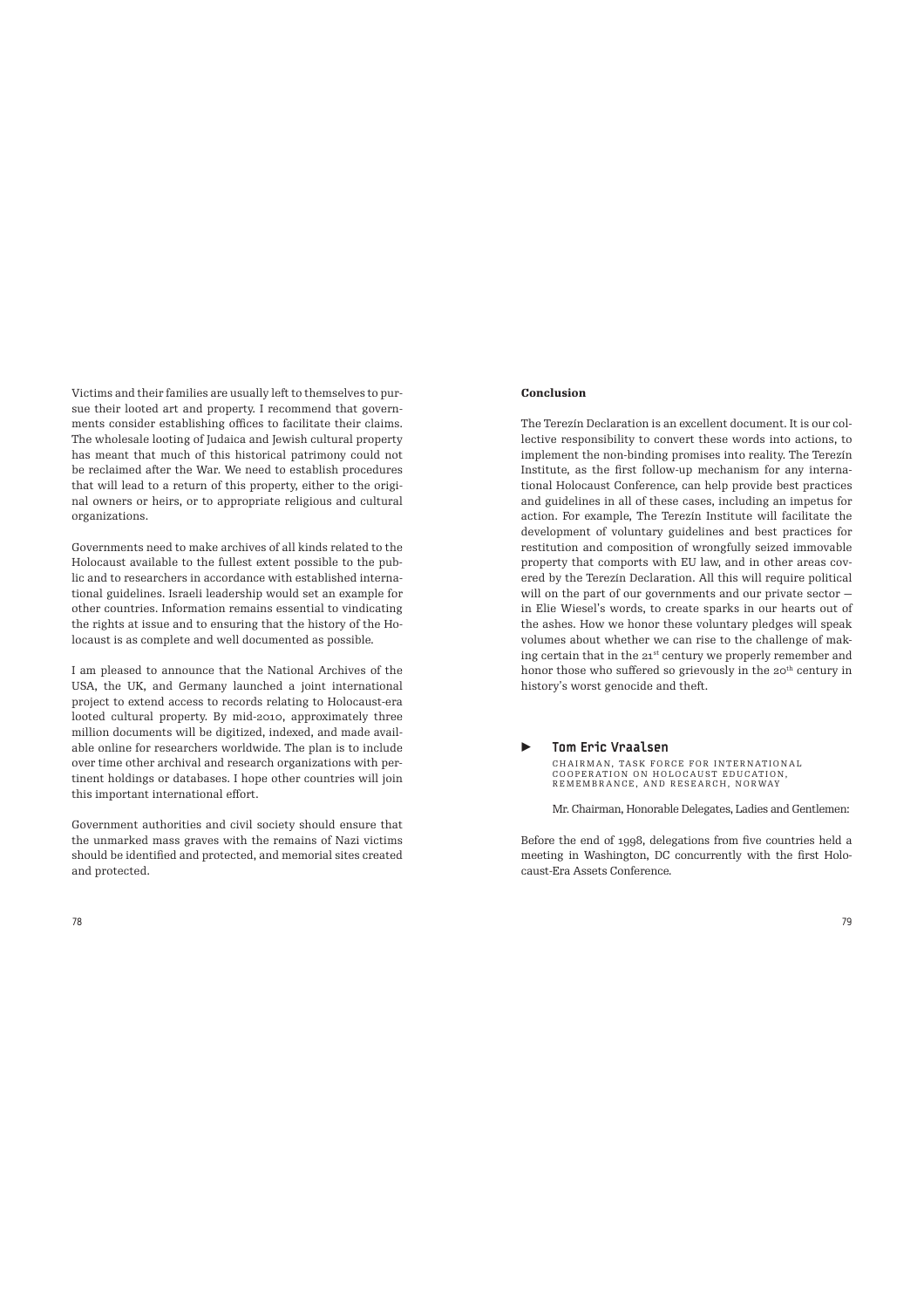Victims and their families are usually left to themselves to pursue their looted art and property. I recommend that governments consider establishing offices to facilitate their claims. The wholesale looting of Judaica and Jewish cultural property has meant that much of this historical patrimony could not be reclaimed after the War. We need to establish procedures that will lead to a return of this property, either to the original owners or heirs, or to appropriate religious and cultural organizations.

Governments need to make archives of all kinds related to the Holocaust available to the fullest extent possible to the public and to researchers in accordance with established international guidelines. Israeli leadership would set an example for other countries. Information remains essential to vindicating the rights at issue and to ensuring that the history of the Holocaust is as complete and well documented as possible.

I am pleased to announce that the National Archives of the USA, the UK, and Germany launched a joint international project to extend access to records relating to Holocaust-era looted cultural property. By mid-2010, approximately three million documents will be digitized, indexed, and made available online for researchers worldwide. The plan is to include over time other archival and research organizations with pertinent holdings or databases. I hope other countries will join this important international effort.

Government authorities and civil society should ensure that the unmarked mass graves with the remains of Nazi victims should be identified and protected, and memorial sites created and protected.

**Conclusion**

The Terezín Declaration is an excellent document. It is our collective responsibility to convert these words into actions, to implement the non-binding promises into reality. The Terezín Institute, as the first follow-up mechanism for any international Holocaust Conference, can help provide best practices and guidelines in all of these cases, including an impetus for action. For example, The Terezín Institute will facilitate the development of voluntary guidelines and best practices for restitution and composition of wrongfully seized immovable property that comports with EU law, and in other areas covered by the Terezín Declaration. All this will require political will on the part of our governments and our private sector — in Elie Wiesel's words, to create sparks in our hearts out of the ashes. How we honor these voluntary pledges will speak volumes about whether we can rise to the challenge of making certain that in the 21st century we properly remember and honor those who suffered so grievously in the 20th century in history's worst genocide and theft.

### ► Tom Eric Vraalsen

CHAIRMAN, TASK FORCE FOR INTERNATIONAL COOPERATION ON HOLOCAUST EDUCATION, REMEMBRANCE, AND RESEARCH, NORWAY

Mr. Chairman, Honorable Delegates, Ladies and Gentlemen:

Before the end of 1998, delegations from five countries held a meeting in Washington, DC concurrently with the first Holocaust-Era Assets Conference.